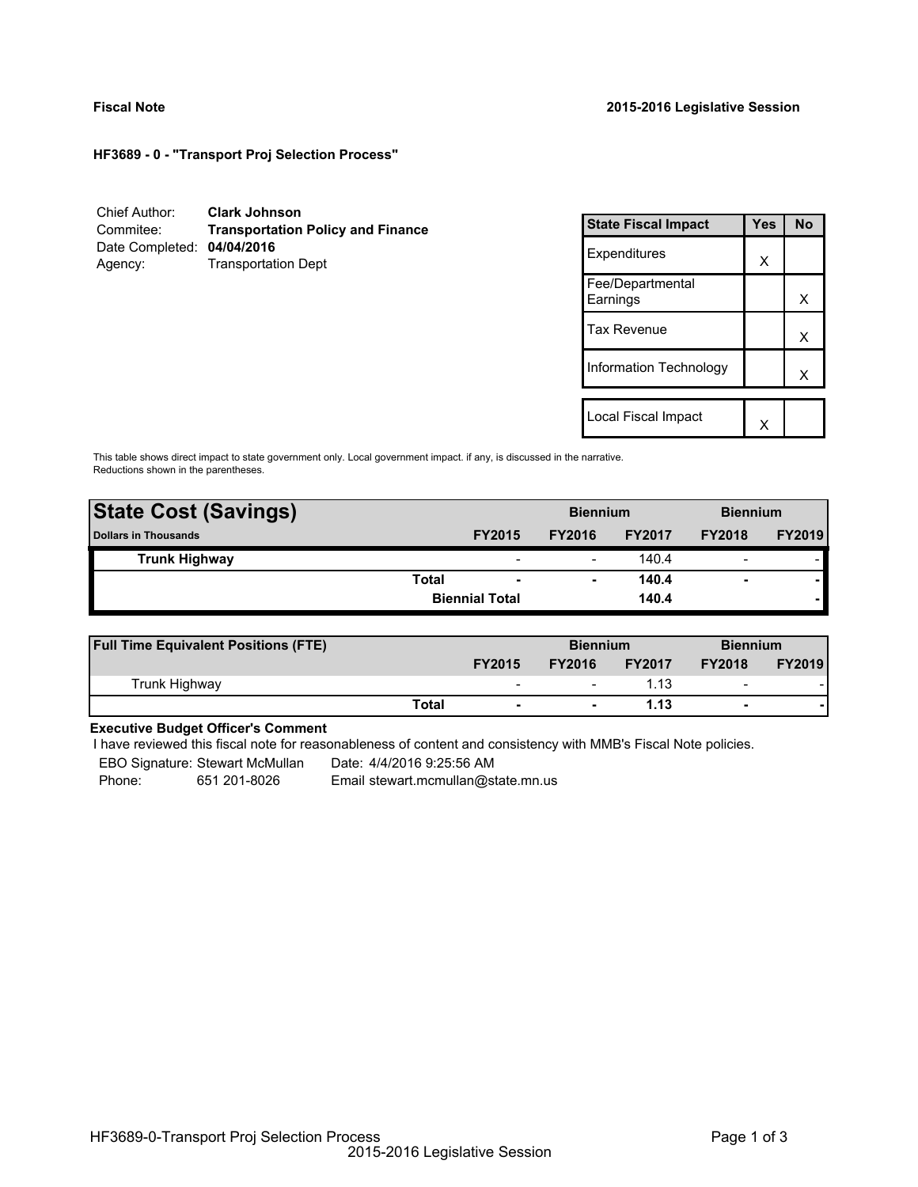**Fiscal Note** **2015-2016 Legislative Session**

**HF3689 - 0 - "Transport Proj Selection Process"**

| | |
|---|---|
| Chief Author: | **Clark Johnson** |
| Commitee: | **Transportation Policy and Finance** |
| Date Completed: | **04/04/2016** |
| Agency: | Transportation Dept |

| State Fiscal Impact | Yes | No |
|---|---|---|
| Expenditures | X | |
| Fee/Departmental Earnings | | X |
| Tax Revenue | | X |
| Information Technology | | X |
| Local Fiscal Impact | X | |

This table shows direct impact to state government only. Local government impact. if any, is discussed in the narrative. Reductions shown in the parentheses.

| State Cost (Savings) | | Biennium | | Biennium | |
|---|---|---|---|---|---|
| Dollars in Thousands | FY2015 | FY2016 | FY2017 | FY2018 | FY2019 |
| **Trunk Highway** | - | - | 140.4 | - | - |
| **Total** | **-** | **-** | **140.4** | **-** | **-** |
| **Biennial Total** | | | **140.4** | | **-** |

| Full Time Equivalent Positions (FTE) | | Biennium | | Biennium | |
|---|---|---|---|---|---|
| | FY2015 | FY2016 | FY2017 | FY2018 | FY2019 |
| Trunk Highway | - | - | 1.13 | - | - |
| **Total** | **-** | **-** | **1.13** | **-** | **-** |

**Executive Budget Officer's Comment**

I have reviewed this fiscal note for reasonableness of content and consistency with MMB's Fiscal Note policies.

EBO Signature: Stewart McMullan Date: 4/4/2016 9:25:56 AM

Phone: 651 201-8026 Email stewart.mcmullan@state.mn.us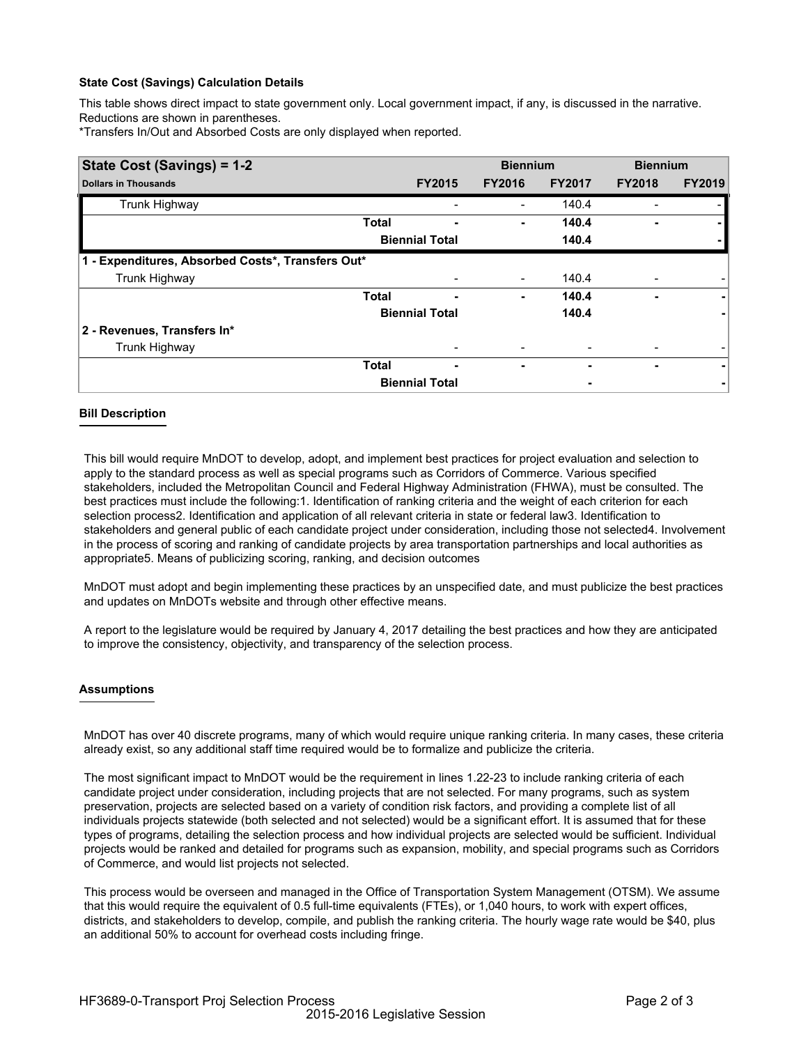### State Cost (Savings) Calculation Details

This table shows direct impact to state government only. Local government impact, if any, is discussed in the narrative. Reductions are shown in parentheses.

*Transfers In/Out and Absorbed Costs are only displayed when reported.

| State Cost (Savings) = 1-2 | | | Biennium | | Biennium | |
|---|---|---|---|---|---|---|
| Dollars in Thousands | | FY2015 | FY2016 | FY2017 | FY2018 | FY2019 |
| Trunk Highway | | - | - | 140.4 | - | - |
| | **Total** | **-** | **-** | **140.4** | **-** | **-** |
| | **Biennial Total** | | | **140.4** | | **-** |
| **1 - Expenditures, Absorbed Costs*, Transfers Out*** | | | | | | |
| Trunk Highway | | - | - | 140.4 | - | - |
| | **Total** | **-** | **-** | **140.4** | **-** | **-** |
| | **Biennial Total** | | | **140.4** | | **-** |
| **2 - Revenues, Transfers In*** | | | | | | |
| Trunk Highway | | - | - | - | - | - |
| | **Total** | **-** | **-** | **-** | **-** | **-** |
| | **Biennial Total** | | | **-** | | **-** |

### Bill Description

This bill would require MnDOT to develop, adopt, and implement best practices for project evaluation and selection to apply to the standard process as well as special programs such as Corridors of Commerce. Various specified stakeholders, included the Metropolitan Council and Federal Highway Administration (FHWA), must be consulted. The best practices must include the following:1. Identification of ranking criteria and the weight of each criterion for each selection process2. Identification and application of all relevant criteria in state or federal law3. Identification to stakeholders and general public of each candidate project under consideration, including those not selected4. Involvement in the process of scoring and ranking of candidate projects by area transportation partnerships and local authorities as appropriate5. Means of publicizing scoring, ranking, and decision outcomes

MnDOT must adopt and begin implementing these practices by an unspecified date, and must publicize the best practices and updates on MnDOTs website and through other effective means.

A report to the legislature would be required by January 4, 2017 detailing the best practices and how they are anticipated to improve the consistency, objectivity, and transparency of the selection process.

### Assumptions

MnDOT has over 40 discrete programs, many of which would require unique ranking criteria. In many cases, these criteria already exist, so any additional staff time required would be to formalize and publicize the criteria.

The most significant impact to MnDOT would be the requirement in lines 1.22-23 to include ranking criteria of each candidate project under consideration, including projects that are not selected. For many programs, such as system preservation, projects are selected based on a variety of condition risk factors, and providing a complete list of all individuals projects statewide (both selected and not selected) would be a significant effort. It is assumed that for these types of programs, detailing the selection process and how individual projects are selected would be sufficient. Individual projects would be ranked and detailed for programs such as expansion, mobility, and special programs such as Corridors of Commerce, and would list projects not selected.

This process would be overseen and managed in the Office of Transportation System Management (OTSM). We assume that this would require the equivalent of 0.5 full-time equivalents (FTEs), or 1,040 hours, to work with expert offices, districts, and stakeholders to develop, compile, and publish the ranking criteria. The hourly wage rate would be $40, plus an additional 50% to account for overhead costs including fringe.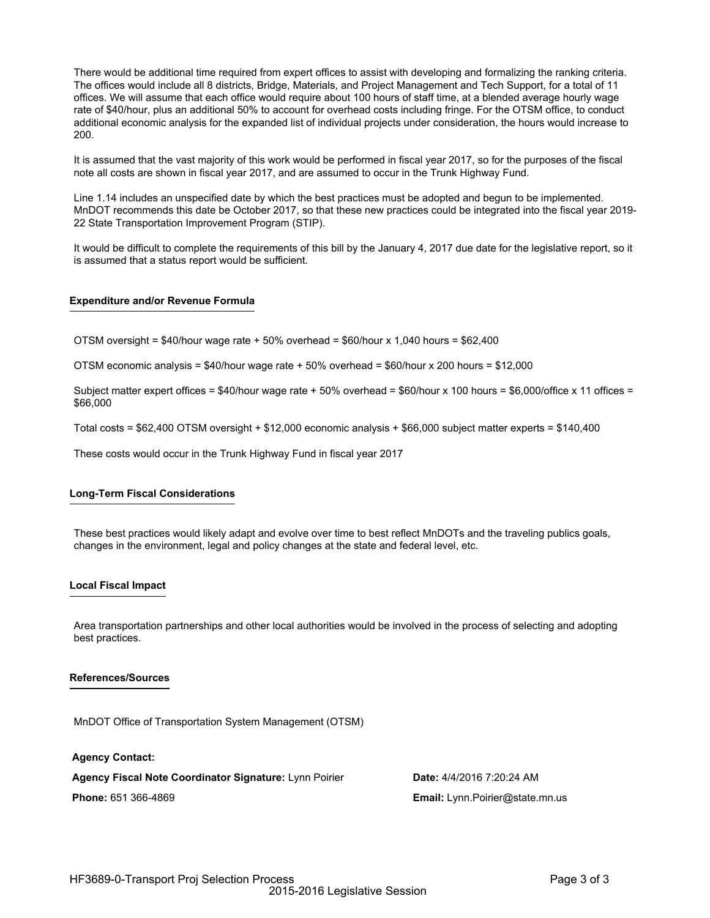There would be additional time required from expert offices to assist with developing and formalizing the ranking criteria. The offices would include all 8 districts, Bridge, Materials, and Project Management and Tech Support, for a total of 11 offices. We will assume that each office would require about 100 hours of staff time, at a blended average hourly wage rate of $40/hour, plus an additional 50% to account for overhead costs including fringe. For the OTSM office, to conduct additional economic analysis for the expanded list of individual projects under consideration, the hours would increase to 200.

It is assumed that the vast majority of this work would be performed in fiscal year 2017, so for the purposes of the fiscal note all costs are shown in fiscal year 2017, and are assumed to occur in the Trunk Highway Fund.

Line 1.14 includes an unspecified date by which the best practices must be adopted and begun to be implemented. MnDOT recommends this date be October 2017, so that these new practices could be integrated into the fiscal year 2019-22 State Transportation Improvement Program (STIP).

It would be difficult to complete the requirements of this bill by the January 4, 2017 due date for the legislative report, so it is assumed that a status report would be sufficient.

## Expenditure and/or Revenue Formula

OTSM oversight = $40/hour wage rate + 50% overhead = $60/hour x 1,040 hours = $62,400

OTSM economic analysis = $40/hour wage rate + 50% overhead = $60/hour x 200 hours = $12,000

Subject matter expert offices = $40/hour wage rate + 50% overhead = $60/hour x 100 hours = $6,000/office x 11 offices = $66,000

Total costs = $62,400 OTSM oversight + $12,000 economic analysis + $66,000 subject matter experts = $140,400

These costs would occur in the Trunk Highway Fund in fiscal year 2017

## Long-Term Fiscal Considerations

These best practices would likely adapt and evolve over time to best reflect MnDOTs and the traveling publics goals, changes in the environment, legal and policy changes at the state and federal level, etc.

## Local Fiscal Impact

Area transportation partnerships and other local authorities would be involved in the process of selecting and adopting best practices.

## References/Sources

MnDOT Office of Transportation System Management (OTSM)

**Agency Contact:**

**Agency Fiscal Note Coordinator Signature:** Lynn Poirier

**Date:** 4/4/2016 7:20:24 AM

**Phone:** 651 366-4869

**Email:** Lynn.Poirier@state.mn.us